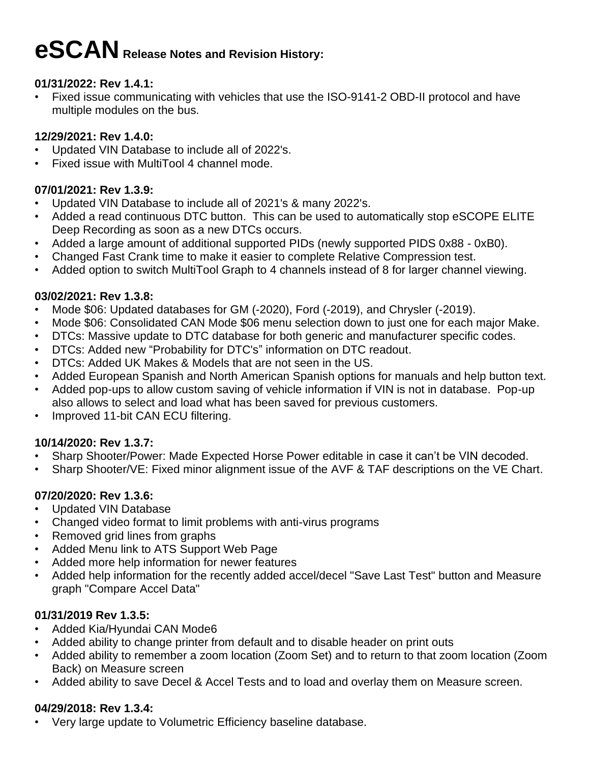# eSCAN Release Notes and Revision History:

**01/31/2022: Rev 1.4.1:**

- Fixed issue communicating with vehicles that use the ISO-9141-2 OBD-II protocol and have multiple modules on the bus.

**12/29/2021: Rev 1.4.0:**

- Updated VIN Database to include all of 2022's.
- Fixed issue with MultiTool 4 channel mode.

**07/01/2021: Rev 1.3.9:**

- Updated VIN Database to include all of 2021's & many 2022's.
- Added a read continuous DTC button. This can be used to automatically stop eSCOPE ELITE Deep Recording as soon as a new DTCs occurs.
- Added a large amount of additional supported PIDs (newly supported PIDS 0x88 - 0xB0).
- Changed Fast Crank time to make it easier to complete Relative Compression test.
- Added option to switch MultiTool Graph to 4 channels instead of 8 for larger channel viewing.

**03/02/2021: Rev 1.3.8:**

- Mode $06: Updated databases for GM (-2020), Ford (-2019), and Chrysler (-2019).
- Mode $06: Consolidated CAN Mode $06 menu selection down to just one for each major Make.
- DTCs: Massive update to DTC database for both generic and manufacturer specific codes.
- DTCs: Added new "Probability for DTC's" information on DTC readout.
- DTCs: Added UK Makes & Models that are not seen in the US.
- Added European Spanish and North American Spanish options for manuals and help button text.
- Added pop-ups to allow custom saving of vehicle information if VIN is not in database. Pop-up also allows to select and load what has been saved for previous customers.
- Improved 11-bit CAN ECU filtering.

**10/14/2020: Rev 1.3.7:**

- Sharp Shooter/Power: Made Expected Horse Power editable in case it can't be VIN decoded.
- Sharp Shooter/VE: Fixed minor alignment issue of the AVF & TAF descriptions on the VE Chart.

**07/20/2020: Rev 1.3.6:**

- Updated VIN Database
- Changed video format to limit problems with anti-virus programs
- Removed grid lines from graphs
- Added Menu link to ATS Support Web Page
- Added more help information for newer features
- Added help information for the recently added accel/decel "Save Last Test" button and Measure graph "Compare Accel Data"

**01/31/2019 Rev 1.3.5:**

- Added Kia/Hyundai CAN Mode6
- Added ability to change printer from default and to disable header on print outs
- Added ability to remember a zoom location (Zoom Set) and to return to that zoom location (Zoom Back) on Measure screen
- Added ability to save Decel & Accel Tests and to load and overlay them on Measure screen.

**04/29/2018: Rev 1.3.4:**

- Very large update to Volumetric Efficiency baseline database.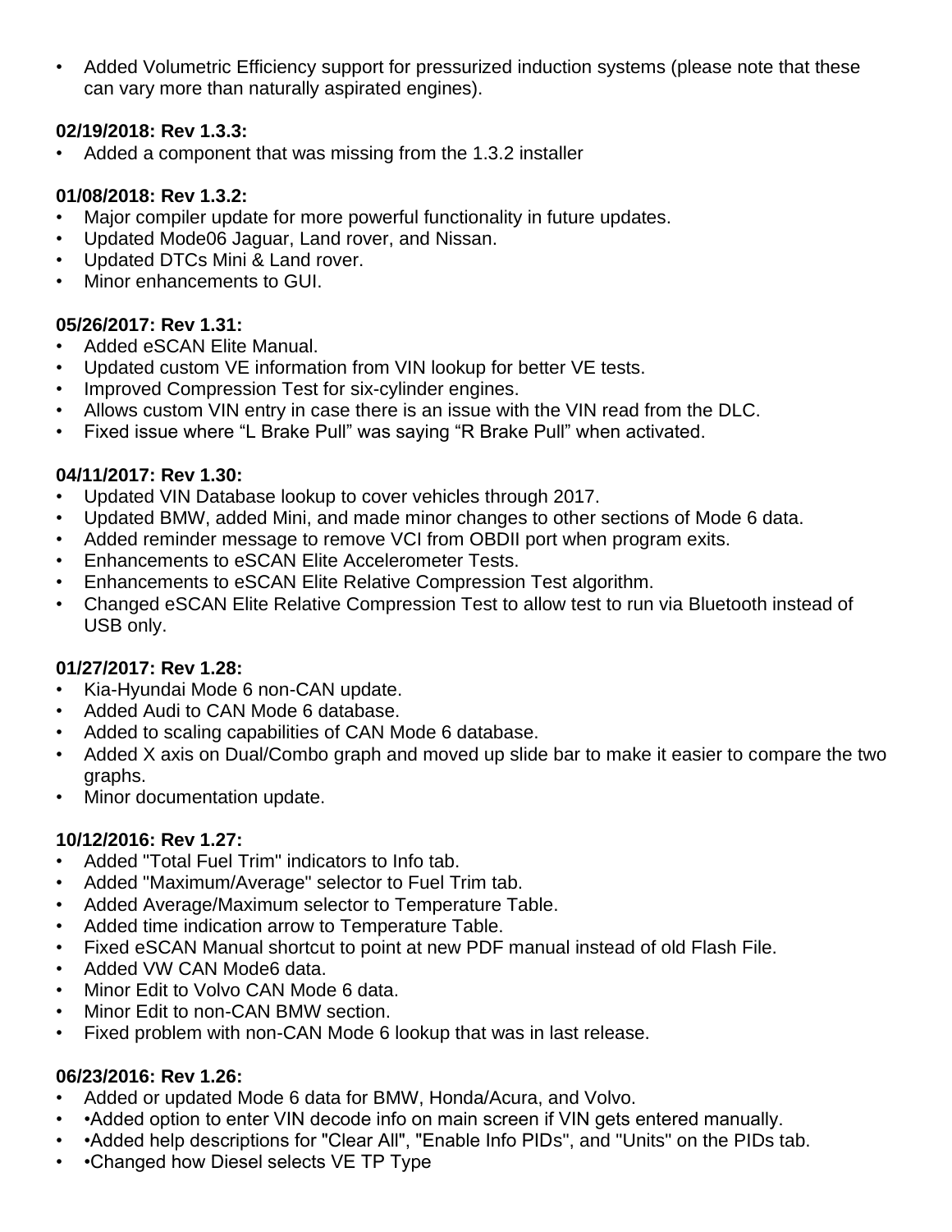- Added Volumetric Efficiency support for pressurized induction systems (please note that these can vary more than naturally aspirated engines).

**02/19/2018: Rev 1.3.3:**

- Added a component that was missing from the 1.3.2 installer

**01/08/2018: Rev 1.3.2:**

- Major compiler update for more powerful functionality in future updates.
- Updated Mode06 Jaguar, Land rover, and Nissan.
- Updated DTCs Mini & Land rover.
- Minor enhancements to GUI.

**05/26/2017: Rev 1.31:**

- Added eSCAN Elite Manual.
- Updated custom VE information from VIN lookup for better VE tests.
- Improved Compression Test for six-cylinder engines.
- Allows custom VIN entry in case there is an issue with the VIN read from the DLC.
- Fixed issue where “L Brake Pull” was saying “R Brake Pull” when activated.

**04/11/2017: Rev 1.30:**

- Updated VIN Database lookup to cover vehicles through 2017.
- Updated BMW, added Mini, and made minor changes to other sections of Mode 6 data.
- Added reminder message to remove VCI from OBDII port when program exits.
- Enhancements to eSCAN Elite Accelerometer Tests.
- Enhancements to eSCAN Elite Relative Compression Test algorithm.
- Changed eSCAN Elite Relative Compression Test to allow test to run via Bluetooth instead of USB only.

**01/27/2017: Rev 1.28:**

- Kia-Hyundai Mode 6 non-CAN update.
- Added Audi to CAN Mode 6 database.
- Added to scaling capabilities of CAN Mode 6 database.
- Added X axis on Dual/Combo graph and moved up slide bar to make it easier to compare the two graphs.
- Minor documentation update.

**10/12/2016: Rev 1.27:**

- Added "Total Fuel Trim" indicators to Info tab.
- Added "Maximum/Average" selector to Fuel Trim tab.
- Added Average/Maximum selector to Temperature Table.
- Added time indication arrow to Temperature Table.
- Fixed eSCAN Manual shortcut to point at new PDF manual instead of old Flash File.
- Added VW CAN Mode6 data.
- Minor Edit to Volvo CAN Mode 6 data.
- Minor Edit to non-CAN BMW section.
- Fixed problem with non-CAN Mode 6 lookup that was in last release.

**06/23/2016: Rev 1.26:**

- Added or updated Mode 6 data for BMW, Honda/Acura, and Volvo.
- •Added option to enter VIN decode info on main screen if VIN gets entered manually.
- •Added help descriptions for "Clear All", "Enable Info PIDs", and "Units" on the PIDs tab.
- •Changed how Diesel selects VE TP Type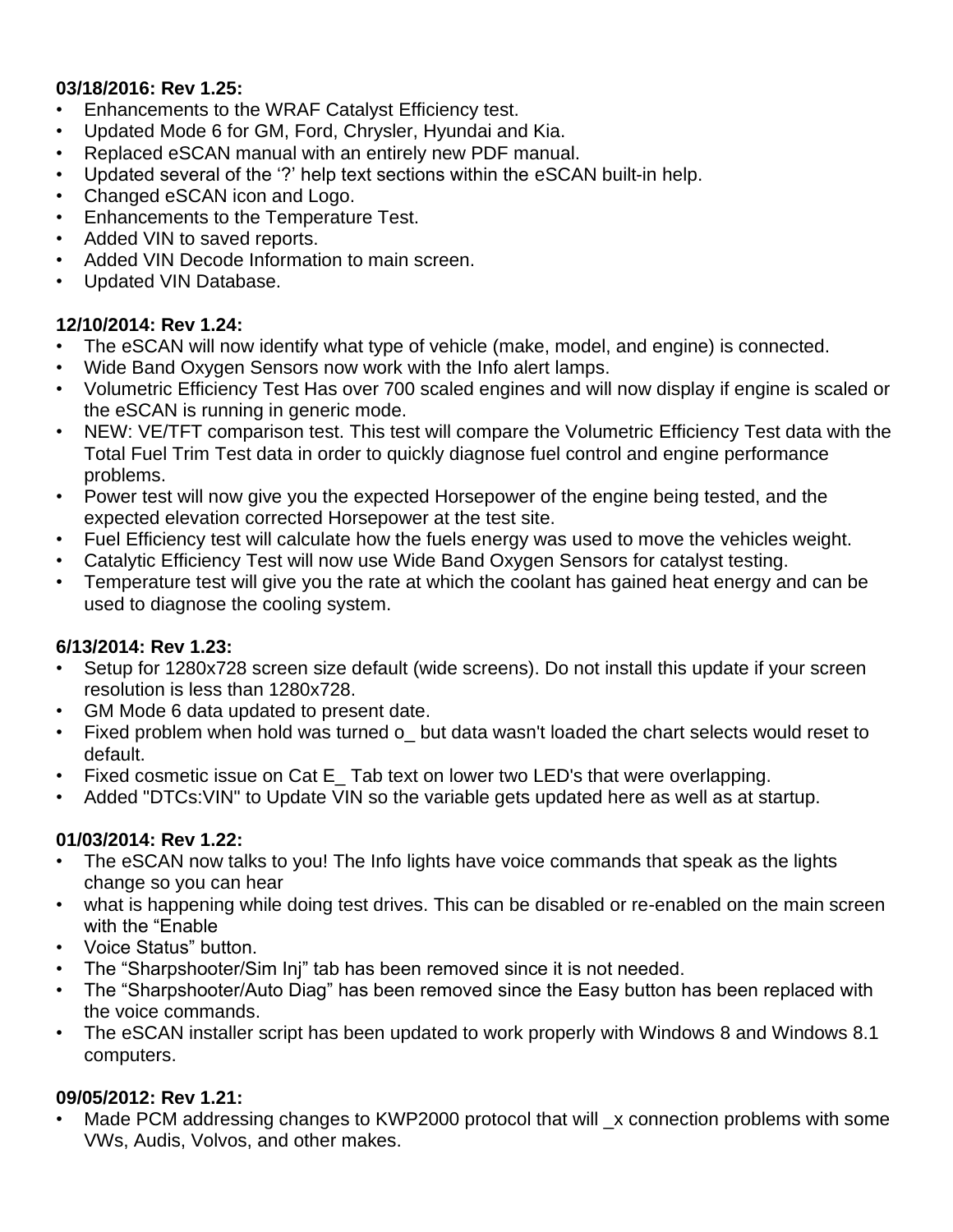**03/18/2016: Rev 1.25:**

- Enhancements to the WRAF Catalyst Efficiency test.
- Updated Mode 6 for GM, Ford, Chrysler, Hyundai and Kia.
- Replaced eSCAN manual with an entirely new PDF manual.
- Updated several of the '?' help text sections within the eSCAN built-in help.
- Changed eSCAN icon and Logo.
- Enhancements to the Temperature Test.
- Added VIN to saved reports.
- Added VIN Decode Information to main screen.
- Updated VIN Database.

**12/10/2014: Rev 1.24:**

- The eSCAN will now identify what type of vehicle (make, model, and engine) is connected.
- Wide Band Oxygen Sensors now work with the Info alert lamps.
- Volumetric Efficiency Test Has over 700 scaled engines and will now display if engine is scaled or the eSCAN is running in generic mode.
- NEW: VE/TFT comparison test. This test will compare the Volumetric Efficiency Test data with the Total Fuel Trim Test data in order to quickly diagnose fuel control and engine performance problems.
- Power test will now give you the expected Horsepower of the engine being tested, and the expected elevation corrected Horsepower at the test site.
- Fuel Efficiency test will calculate how the fuels energy was used to move the vehicles weight.
- Catalytic Efficiency Test will now use Wide Band Oxygen Sensors for catalyst testing.
- Temperature test will give you the rate at which the coolant has gained heat energy and can be used to diagnose the cooling system.

**6/13/2014: Rev 1.23:**

- Setup for 1280x728 screen size default (wide screens). Do not install this update if your screen resolution is less than 1280x728.
- GM Mode 6 data updated to present date.
- Fixed problem when hold was turned o_ but data wasn't loaded the chart selects would reset to default.
- Fixed cosmetic issue on Cat E_ Tab text on lower two LED's that were overlapping.
- Added "DTCs:VIN" to Update VIN so the variable gets updated here as well as at startup.

**01/03/2014: Rev 1.22:**

- The eSCAN now talks to you! The Info lights have voice commands that speak as the lights change so you can hear
- what is happening while doing test drives. This can be disabled or re-enabled on the main screen with the "Enable
- Voice Status" button.
- The "Sharpshooter/Sim Inj" tab has been removed since it is not needed.
- The "Sharpshooter/Auto Diag" has been removed since the Easy button has been replaced with the voice commands.
- The eSCAN installer script has been updated to work properly with Windows 8 and Windows 8.1 computers.

**09/05/2012: Rev 1.21:**

- Made PCM addressing changes to KWP2000 protocol that will _x connection problems with some VWs, Audis, Volvos, and other makes.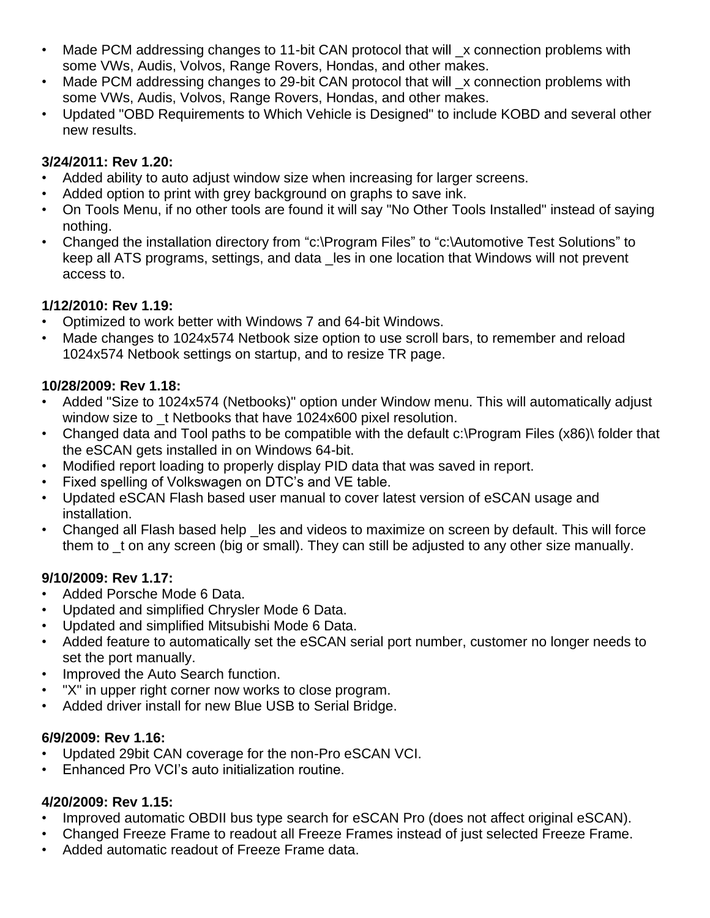- Made PCM addressing changes to 11-bit CAN protocol that will _x connection problems with some VWs, Audis, Volvos, Range Rovers, Hondas, and other makes.
- Made PCM addressing changes to 29-bit CAN protocol that will _x connection problems with some VWs, Audis, Volvos, Range Rovers, Hondas, and other makes.
- Updated "OBD Requirements to Which Vehicle is Designed" to include KOBD and several other new results.

**3/24/2011: Rev 1.20:**

- Added ability to auto adjust window size when increasing for larger screens.
- Added option to print with grey background on graphs to save ink.
- On Tools Menu, if no other tools are found it will say "No Other Tools Installed" instead of saying nothing.
- Changed the installation directory from “c:\Program Files” to “c:\Automotive Test Solutions” to keep all ATS programs, settings, and data _les in one location that Windows will not prevent access to.

**1/12/2010: Rev 1.19:**

- Optimized to work better with Windows 7 and 64-bit Windows.
- Made changes to 1024x574 Netbook size option to use scroll bars, to remember and reload 1024x574 Netbook settings on startup, and to resize TR page.

**10/28/2009: Rev 1.18:**

- Added "Size to 1024x574 (Netbooks)" option under Window menu. This will automatically adjust window size to _t Netbooks that have 1024x600 pixel resolution.
- Changed data and Tool paths to be compatible with the default c:\Program Files (x86)\ folder that the eSCAN gets installed in on Windows 64-bit.
- Modified report loading to properly display PID data that was saved in report.
- Fixed spelling of Volkswagen on DTC’s and VE table.
- Updated eSCAN Flash based user manual to cover latest version of eSCAN usage and installation.
- Changed all Flash based help _les and videos to maximize on screen by default. This will force them to _t on any screen (big or small). They can still be adjusted to any other size manually.

**9/10/2009: Rev 1.17:**

- Added Porsche Mode 6 Data.
- Updated and simplified Chrysler Mode 6 Data.
- Updated and simplified Mitsubishi Mode 6 Data.
- Added feature to automatically set the eSCAN serial port number, customer no longer needs to set the port manually.
- Improved the Auto Search function.
- "X" in upper right corner now works to close program.
- Added driver install for new Blue USB to Serial Bridge.

**6/9/2009: Rev 1.16:**

- Updated 29bit CAN coverage for the non-Pro eSCAN VCI.
- Enhanced Pro VCI’s auto initialization routine.

**4/20/2009: Rev 1.15:**

- Improved automatic OBDII bus type search for eSCAN Pro (does not affect original eSCAN).
- Changed Freeze Frame to readout all Freeze Frames instead of just selected Freeze Frame.
- Added automatic readout of Freeze Frame data.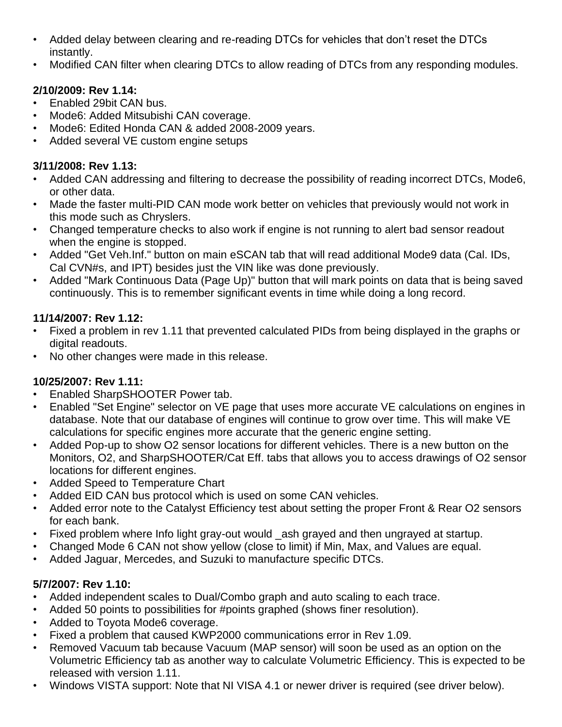- Added delay between clearing and re-reading DTCs for vehicles that don't reset the DTCs instantly.
- Modified CAN filter when clearing DTCs to allow reading of DTCs from any responding modules.

**2/10/2009: Rev 1.14:**

- Enabled 29bit CAN bus.
- Mode6: Added Mitsubishi CAN coverage.
- Mode6: Edited Honda CAN & added 2008-2009 years.
- Added several VE custom engine setups

**3/11/2008: Rev 1.13:**

- Added CAN addressing and filtering to decrease the possibility of reading incorrect DTCs, Mode6, or other data.
- Made the faster multi-PID CAN mode work better on vehicles that previously would not work in this mode such as Chryslers.
- Changed temperature checks to also work if engine is not running to alert bad sensor readout when the engine is stopped.
- Added "Get Veh.Inf." button on main eSCAN tab that will read additional Mode9 data (Cal. IDs, Cal CVN#s, and IPT) besides just the VIN like was done previously.
- Added "Mark Continuous Data (Page Up)" button that will mark points on data that is being saved continuously. This is to remember significant events in time while doing a long record.

**11/14/2007: Rev 1.12:**

- Fixed a problem in rev 1.11 that prevented calculated PIDs from being displayed in the graphs or digital readouts.
- No other changes were made in this release.

**10/25/2007: Rev 1.11:**

- Enabled SharpSHOOTER Power tab.
- Enabled "Set Engine" selector on VE page that uses more accurate VE calculations on engines in database. Note that our database of engines will continue to grow over time. This will make VE calculations for specific engines more accurate that the generic engine setting.
- Added Pop-up to show O2 sensor locations for different vehicles. There is a new button on the Monitors, O2, and SharpSHOOTER/Cat Eff. tabs that allows you to access drawings of O2 sensor locations for different engines.
- Added Speed to Temperature Chart
- Added EID CAN bus protocol which is used on some CAN vehicles.
- Added error note to the Catalyst Efficiency test about setting the proper Front & Rear O2 sensors for each bank.
- Fixed problem where Info light gray-out would _ash grayed and then ungrayed at startup.
- Changed Mode 6 CAN not show yellow (close to limit) if Min, Max, and Values are equal.
- Added Jaguar, Mercedes, and Suzuki to manufacture specific DTCs.

**5/7/2007: Rev 1.10:**

- Added independent scales to Dual/Combo graph and auto scaling to each trace.
- Added 50 points to possibilities for #points graphed (shows finer resolution).
- Added to Toyota Mode6 coverage.
- Fixed a problem that caused KWP2000 communications error in Rev 1.09.
- Removed Vacuum tab because Vacuum (MAP sensor) will soon be used as an option on the Volumetric Efficiency tab as another way to calculate Volumetric Efficiency. This is expected to be released with version 1.11.
- Windows VISTA support: Note that NI VISA 4.1 or newer driver is required (see driver below).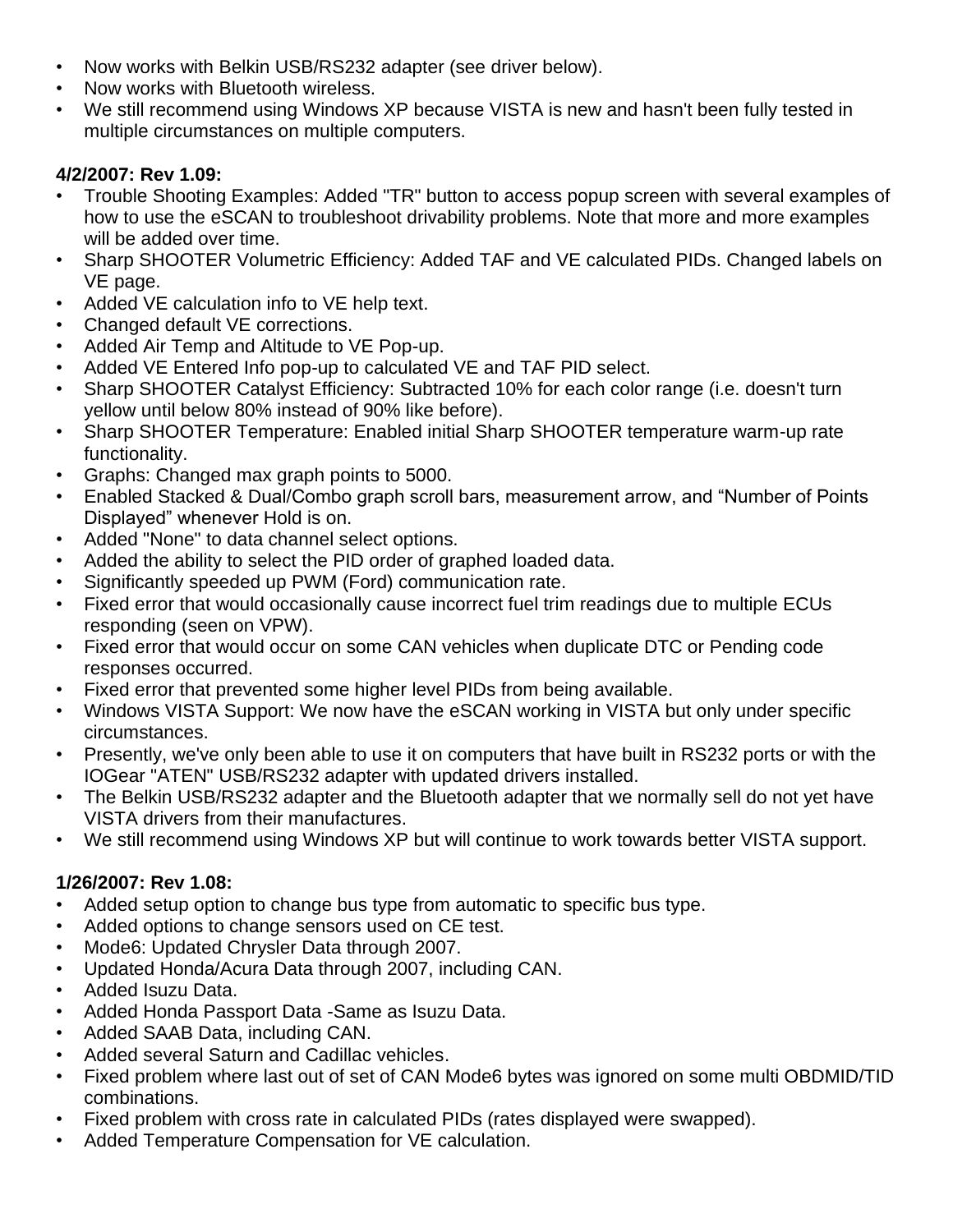- Now works with Belkin USB/RS232 adapter (see driver below).
- Now works with Bluetooth wireless.
- We still recommend using Windows XP because VISTA is new and hasn't been fully tested in multiple circumstances on multiple computers.

**4/2/2007: Rev 1.09:**

- Trouble Shooting Examples: Added "TR" button to access popup screen with several examples of how to use the eSCAN to troubleshoot drivability problems. Note that more and more examples will be added over time.
- Sharp SHOOTER Volumetric Efficiency: Added TAF and VE calculated PIDs. Changed labels on VE page.
- Added VE calculation info to VE help text.
- Changed default VE corrections.
- Added Air Temp and Altitude to VE Pop-up.
- Added VE Entered Info pop-up to calculated VE and TAF PID select.
- Sharp SHOOTER Catalyst Efficiency: Subtracted 10% for each color range (i.e. doesn't turn yellow until below 80% instead of 90% like before).
- Sharp SHOOTER Temperature: Enabled initial Sharp SHOOTER temperature warm-up rate functionality.
- Graphs: Changed max graph points to 5000.
- Enabled Stacked & Dual/Combo graph scroll bars, measurement arrow, and “Number of Points Displayed” whenever Hold is on.
- Added "None" to data channel select options.
- Added the ability to select the PID order of graphed loaded data.
- Significantly speeded up PWM (Ford) communication rate.
- Fixed error that would occasionally cause incorrect fuel trim readings due to multiple ECUs responding (seen on VPW).
- Fixed error that would occur on some CAN vehicles when duplicate DTC or Pending code responses occurred.
- Fixed error that prevented some higher level PIDs from being available.
- Windows VISTA Support: We now have the eSCAN working in VISTA but only under specific circumstances.
- Presently, we've only been able to use it on computers that have built in RS232 ports or with the IOGear "ATEN" USB/RS232 adapter with updated drivers installed.
- The Belkin USB/RS232 adapter and the Bluetooth adapter that we normally sell do not yet have VISTA drivers from their manufactures.
- We still recommend using Windows XP but will continue to work towards better VISTA support.

**1/26/2007: Rev 1.08:**

- Added setup option to change bus type from automatic to specific bus type.
- Added options to change sensors used on CE test.
- Mode6: Updated Chrysler Data through 2007.
- Updated Honda/Acura Data through 2007, including CAN.
- Added Isuzu Data.
- Added Honda Passport Data -Same as Isuzu Data.
- Added SAAB Data, including CAN.
- Added several Saturn and Cadillac vehicles.
- Fixed problem where last out of set of CAN Mode6 bytes was ignored on some multi OBDMID/TID combinations.
- Fixed problem with cross rate in calculated PIDs (rates displayed were swapped).
- Added Temperature Compensation for VE calculation.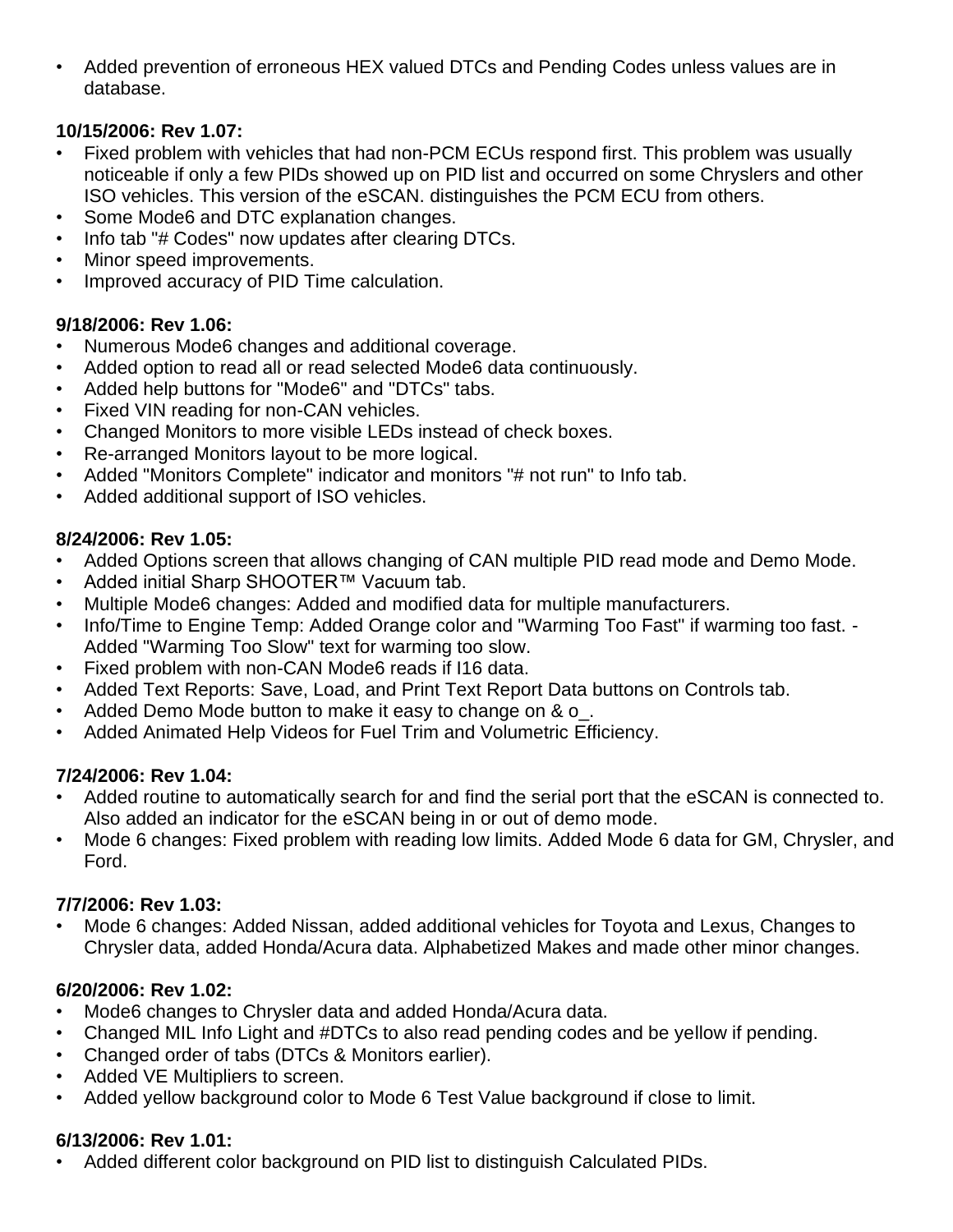- Added prevention of erroneous HEX valued DTCs and Pending Codes unless values are in database.

**10/15/2006: Rev 1.07:**

- Fixed problem with vehicles that had non-PCM ECUs respond first. This problem was usually noticeable if only a few PIDs showed up on PID list and occurred on some Chryslers and other ISO vehicles. This version of the eSCAN. distinguishes the PCM ECU from others.
- Some Mode6 and DTC explanation changes.
- Info tab "# Codes" now updates after clearing DTCs.
- Minor speed improvements.
- Improved accuracy of PID Time calculation.

**9/18/2006: Rev 1.06:**

- Numerous Mode6 changes and additional coverage.
- Added option to read all or read selected Mode6 data continuously.
- Added help buttons for "Mode6" and "DTCs" tabs.
- Fixed VIN reading for non-CAN vehicles.
- Changed Monitors to more visible LEDs instead of check boxes.
- Re-arranged Monitors layout to be more logical.
- Added "Monitors Complete" indicator and monitors "# not run" to Info tab.
- Added additional support of ISO vehicles.

**8/24/2006: Rev 1.05:**

- Added Options screen that allows changing of CAN multiple PID read mode and Demo Mode.
- Added initial Sharp SHOOTER™ Vacuum tab.
- Multiple Mode6 changes: Added and modified data for multiple manufacturers.
- Info/Time to Engine Temp: Added Orange color and "Warming Too Fast" if warming too fast. - Added "Warming Too Slow" text for warming too slow.
- Fixed problem with non-CAN Mode6 reads if I16 data.
- Added Text Reports: Save, Load, and Print Text Report Data buttons on Controls tab.
- Added Demo Mode button to make it easy to change on & o_.
- Added Animated Help Videos for Fuel Trim and Volumetric Efficiency.

**7/24/2006: Rev 1.04:**

- Added routine to automatically search for and find the serial port that the eSCAN is connected to. Also added an indicator for the eSCAN being in or out of demo mode.
- Mode 6 changes: Fixed problem with reading low limits. Added Mode 6 data for GM, Chrysler, and Ford.

**7/7/2006: Rev 1.03:**

- Mode 6 changes: Added Nissan, added additional vehicles for Toyota and Lexus, Changes to Chrysler data, added Honda/Acura data. Alphabetized Makes and made other minor changes.

**6/20/2006: Rev 1.02:**

- Mode6 changes to Chrysler data and added Honda/Acura data.
- Changed MIL Info Light and #DTCs to also read pending codes and be yellow if pending.
- Changed order of tabs (DTCs & Monitors earlier).
- Added VE Multipliers to screen.
- Added yellow background color to Mode 6 Test Value background if close to limit.

**6/13/2006: Rev 1.01:**

- Added different color background on PID list to distinguish Calculated PIDs.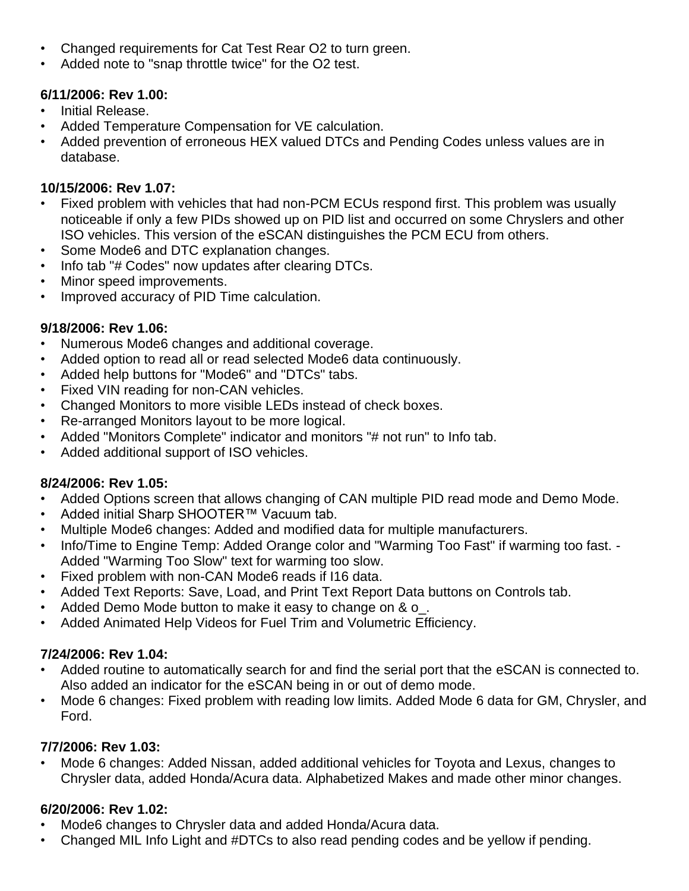- Changed requirements for Cat Test Rear O2 to turn green.
- Added note to "snap throttle twice" for the O2 test.

**6/11/2006: Rev 1.00:**

- Initial Release.
- Added Temperature Compensation for VE calculation.
- Added prevention of erroneous HEX valued DTCs and Pending Codes unless values are in database.

**10/15/2006: Rev 1.07:**

- Fixed problem with vehicles that had non-PCM ECUs respond first. This problem was usually noticeable if only a few PIDs showed up on PID list and occurred on some Chryslers and other ISO vehicles. This version of the eSCAN distinguishes the PCM ECU from others.
- Some Mode6 and DTC explanation changes.
- Info tab "# Codes" now updates after clearing DTCs.
- Minor speed improvements.
- Improved accuracy of PID Time calculation.

**9/18/2006: Rev 1.06:**

- Numerous Mode6 changes and additional coverage.
- Added option to read all or read selected Mode6 data continuously.
- Added help buttons for "Mode6" and "DTCs" tabs.
- Fixed VIN reading for non-CAN vehicles.
- Changed Monitors to more visible LEDs instead of check boxes.
- Re-arranged Monitors layout to be more logical.
- Added "Monitors Complete" indicator and monitors "# not run" to Info tab.
- Added additional support of ISO vehicles.

**8/24/2006: Rev 1.05:**

- Added Options screen that allows changing of CAN multiple PID read mode and Demo Mode.
- Added initial Sharp SHOOTER™ Vacuum tab.
- Multiple Mode6 changes: Added and modified data for multiple manufacturers.
- Info/Time to Engine Temp: Added Orange color and "Warming Too Fast" if warming too fast. - Added "Warming Too Slow" text for warming too slow.
- Fixed problem with non-CAN Mode6 reads if I16 data.
- Added Text Reports: Save, Load, and Print Text Report Data buttons on Controls tab.
- Added Demo Mode button to make it easy to change on & o_.
- Added Animated Help Videos for Fuel Trim and Volumetric Efficiency.

**7/24/2006: Rev 1.04:**

- Added routine to automatically search for and find the serial port that the eSCAN is connected to. Also added an indicator for the eSCAN being in or out of demo mode.
- Mode 6 changes: Fixed problem with reading low limits. Added Mode 6 data for GM, Chrysler, and Ford.

**7/7/2006: Rev 1.03:**

- Mode 6 changes: Added Nissan, added additional vehicles for Toyota and Lexus, changes to Chrysler data, added Honda/Acura data. Alphabetized Makes and made other minor changes.

**6/20/2006: Rev 1.02:**

- Mode6 changes to Chrysler data and added Honda/Acura data.
- Changed MIL Info Light and #DTCs to also read pending codes and be yellow if pending.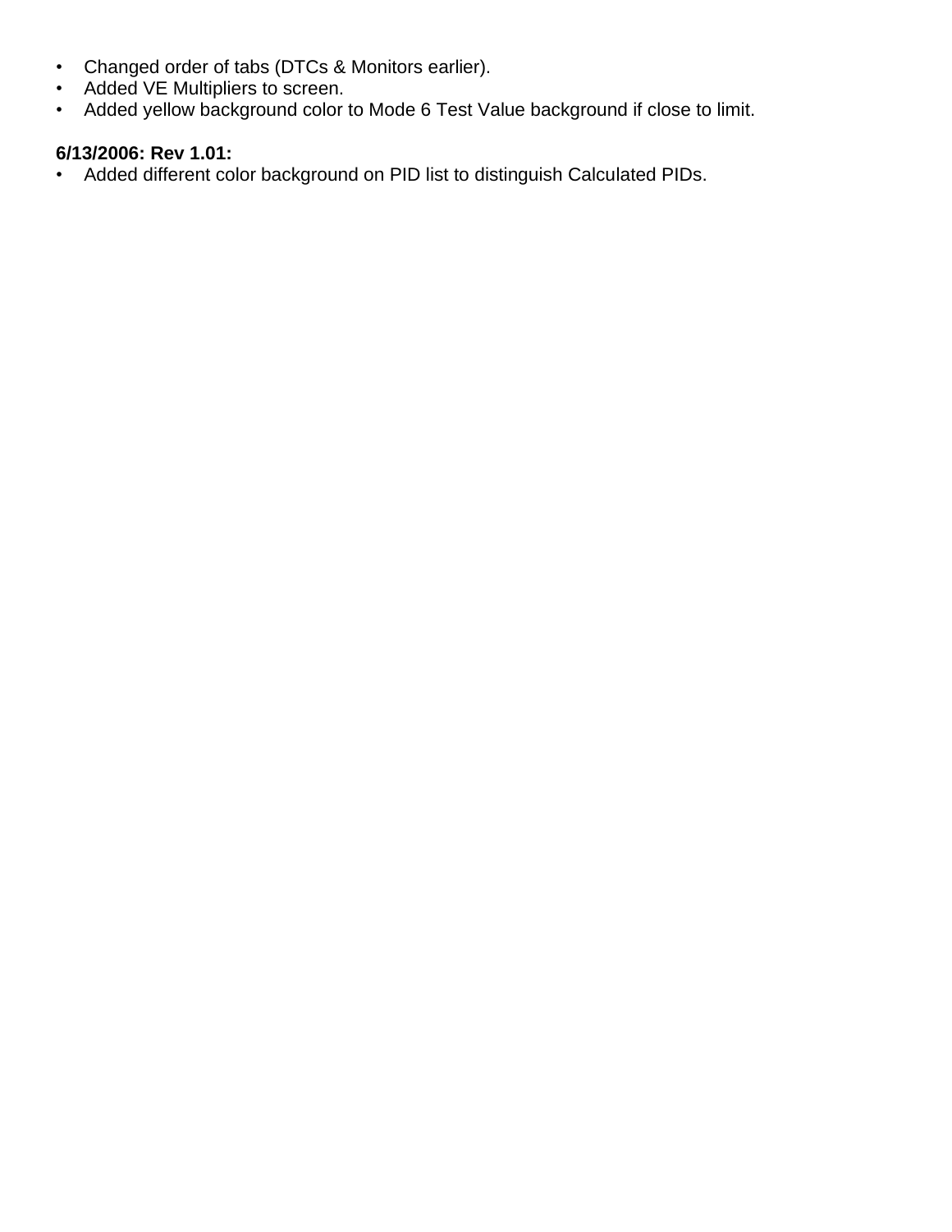- Changed order of tabs (DTCs & Monitors earlier).
- Added VE Multipliers to screen.
- Added yellow background color to Mode 6 Test Value background if close to limit.

**6/13/2006: Rev 1.01:**

- Added different color background on PID list to distinguish Calculated PIDs.